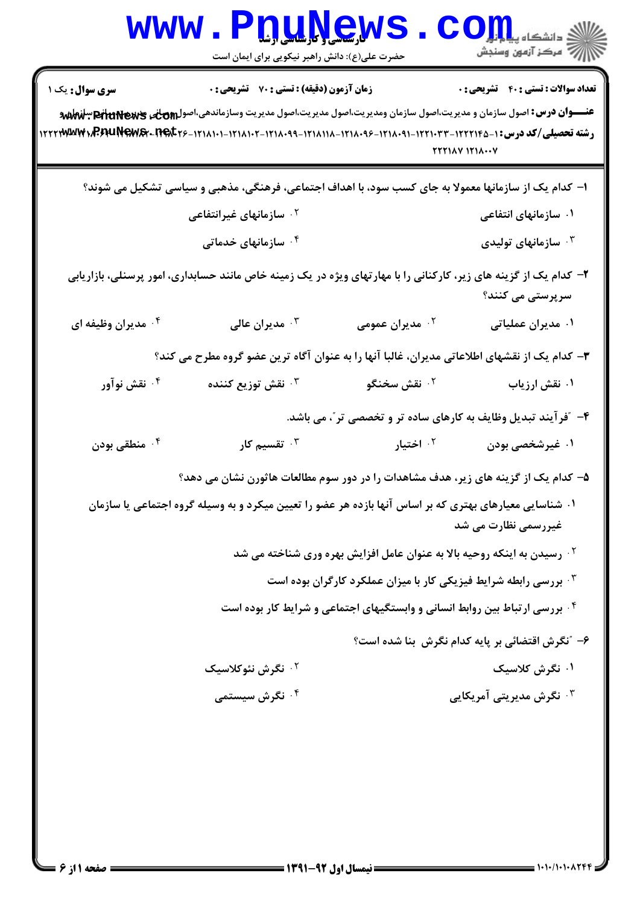**سری سوال:** یک ۱

**زمان آزمون (دقیقه) : تستی : ۷۰ تشریحی : ۰**

**تعداد سوالات : تستی : ۴۰ تشریحی : ۰**

**عنـــوان درس:** اصول سازمان و مدیریت،اصول سازمان ومدیریت،اصول مدیریت،اصول مدیریت وسازماندهی،اصول مبانی مدیریت،مبانی سازمان و

**رشته تحصیلی/کد درس:** ۱۲۲۲۱۴۵-۱۲۲۱۰۳۳-۱۲۱۸۰۹۱-۱۲۱۸۰۹۶-۱۲۱۸۱۱۸-۱۲۱۸۰۹۹-۱۲۱۸۱۰۲-۱۲۱۸۱۰۱-۱۲۱۸۰۲۶ - ۲۲۲۱۸۷ ۱۲۱۸۰۰۷

۱- کدام یک از سازمانها معمولا به جای کسب سود، با اهداف اجتماعی، فرهنگی، مذهبی و سیاسی تشکیل می شوند؟

۱. سازمانهای انتفاعی
۲. سازمانهای غیرانتفاعی
۳. سازمانهای تولیدی
۴. سازمانهای خدماتی

۲- کدام یک از گزینه های زیر، کارکنانی را با مهارتهای ویژه در یک زمینه خاص مانند حسابداری، امور پرسنلی، بازاریابی سرپرستی می کنند؟

۱. مدیران عملیاتی
۲. مدیران عمومی
۳. مدیران عالی
۴. مدیران وظیفه ای

۳- کدام یک از نقشهای اطلاعاتی مدیران، غالبا آنها را به عنوان آگاه ترین عضو گروه مطرح می کند؟

۱. نقش ارزیاب
۲. نقش سخنگو
۳. نقش توزیع کننده
۴. نقش نوآور

۴- "فرآیند تبدیل وظایف به کارهای ساده تر و تخصصی تر"، می باشد.

۱. غیرشخصی بودن
۲. اختیار
۳. تقسیم کار
۴. منطقی بودن

۵- کدام یک از گزینه های زیر، هدف مشاهدات را در دور سوم مطالعات هاثورن نشان می دهد؟

۱. شناسایی معیارهای بهتری که بر اساس آنها بازده هر عضو را تعیین میکرد و به وسیله گروه اجتماعی یا سازمان غیررسمی نظارت می شد
۲. رسیدن به اینکه روحیه بالا به عنوان عامل افزایش بهره وری شناخته می شد
۳. بررسی رابطه شرایط فیزیکی کار با میزان عملکرد کارگران بوده است
۴. بررسی ارتباط بین روابط انسانی و وابستگیهای اجتماعی و شرایط کار بوده است

۶- "نگرش اقتضائی بر پایه کدام نگرش بنا شده است؟

۱. نگرش کلاسیک
۲. نگرش نئوکلاسیک
۳. نگرش مدیریتی آمریکایی
۴. نگرش سیستمی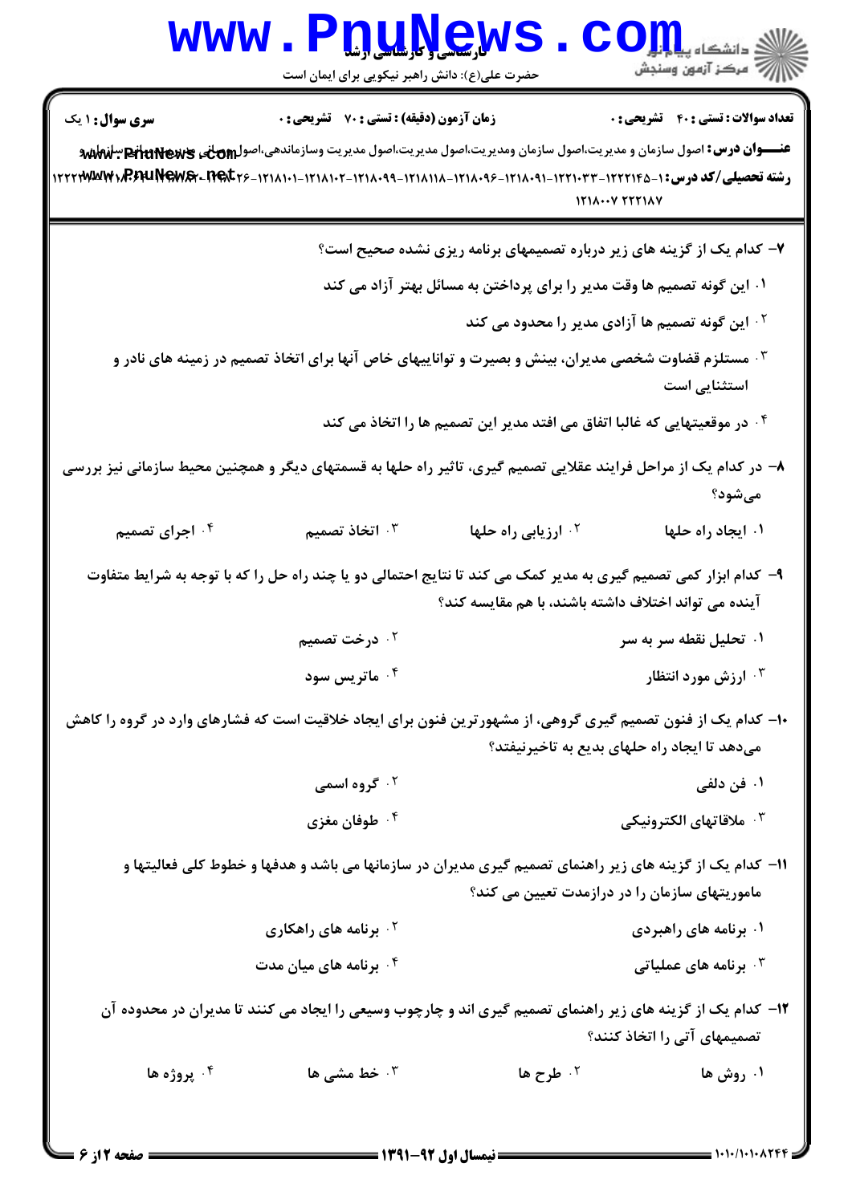**سری سوال:** ۱ یک | **زمان آزمون (دقیقه) : تستی :** ۷۰ **تشریحی :** ۰ | **تعداد سوالات : تستی :** ۴۰ **تشریحی :** ۰

**عنـــوان درس:** اصول سازمان و مدیریت،اصول سازمان ومدیریت،اصول مدیریت،اصول مدیریت وسازماندهی،اصول مبانی مدیریت،مبانی سازمان و

**رشته تحصیلی/کد درس:** ۱۲۲۲۱۴۵-۱۲۲۱۰۳۳-۱۲۱۸۰۹۱-۱۲۱۸۰۹۶-۱۲۱۸۱۱۸-۱۲۱۸۰۹۹-۱۲۱۸۱۰۲-۱۲۱۸۱۰۱-۱۲۱۸۰۲۶-۱۲۲۲۱۸۷-۱۲۱۸۰۰۷ ۲۲۲۱۸۷

۷- کدام یک از گزینه های زیر درباره تصمیمهای برنامه ریزی نشده صحیح است؟

۱. این گونه تصمیم ها وقت مدیر را برای پرداختن به مسائل بهتر آزاد می کند

۲. این گونه تصمیم ها آزادی مدیر را محدود می کند

۳. مستلزم قضاوت شخصی مدیران، بینش و بصیرت و تواناییهای خاص آنها برای اتخاذ تصمیم در زمینه های نادر و استثنایی است

۴. در موقعیتهایی که غالبا اتفاق می افتد مدیر این تصمیم ها را اتخاذ می کند

۸- در کدام یک از مراحل فرایند عقلایی تصمیم گیری، تاثیر راه حلها به قسمتهای دیگر و همچنین محیط سازمانی نیز بررسی می‌شود؟

۱. ایجاد راه حلها

۲. ارزیابی راه حلها

۳. اتخاذ تصمیم

۴. اجرای تصمیم

۹- کدام ابزار کمی تصمیم گیری به مدیر کمک می کند تا نتایج احتمالی دو یا چند راه حل را که با توجه به شرایط متفاوت آینده می تواند اختلاف داشته باشند، با هم مقایسه کند؟

۱. تحلیل نقطه سر به سر

۲. درخت تصمیم

۳. ارزش مورد انتظار

۴. ماتریس سود

۱۰- کدام یک از فنون تصمیم گیری گروهی، از مشهورترین فنون برای ایجاد خلاقیت است که فشارهای وارد در گروه را کاهش می‌دهد تا ایجاد راه حلهای بدیع به تاخیرنیفتد؟

۱. فن دلفی

۲. گروه اسمی

۳. ملاقاتهای الکترونیکی

۴. طوفان مغزی

۱۱- کدام یک از گزینه های زیر راهنمای تصمیم گیری مدیران در سازمانها می باشد و هدفها و خطوط کلی فعالیتها و ماموریتهای سازمان را در درازمدت تعیین می کند؟

۱. برنامه های راهبردی

۲. برنامه های راهکاری

۳. برنامه های عملیاتی

۴. برنامه های میان مدت

۱۲- کدام یک از گزینه های زیر راهنمای تصمیم گیری اند و چارچوب وسیعی را ایجاد می کنند تا مدیران در محدوده آن تصمیمهای آتی را اتخاذ کنند؟

۱. روش ها

۲. طرح ها

۳. خط مشی ها

۴. پروژه ها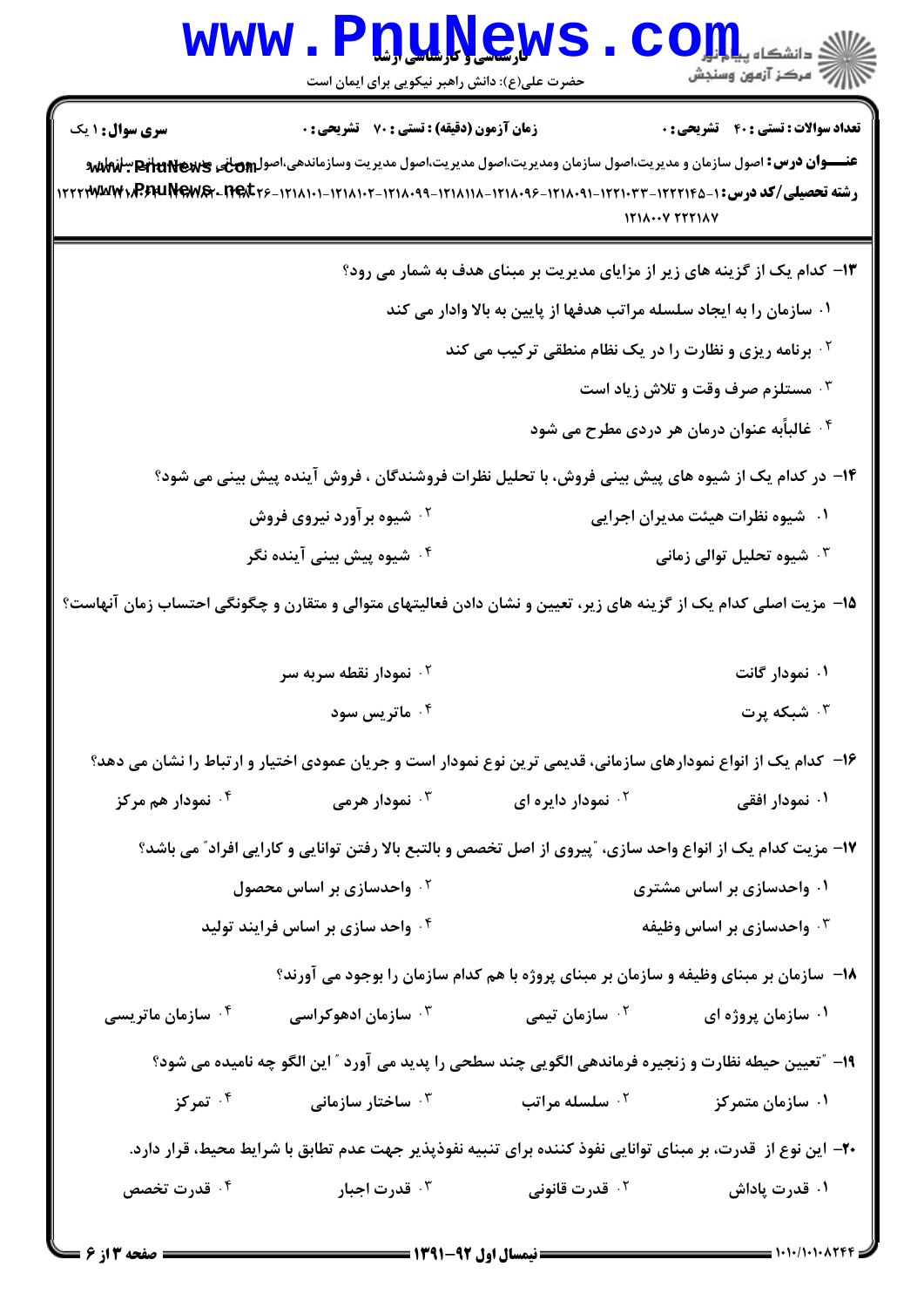**سری سوال:** ۱ یک | **زمان آزمون (دقیقه) : تستی :** ۷۰ **تشریحی :** ۰ | **تعداد سوالات : تستی :** ۴۰ **تشریحی :** ۰

**عنـــوان درس:** اصول سازمان و مدیریت،اصول سازمان ومدیریت،اصول مدیریت،اصول مدیریت وسازماندهی،اصول ...

**رشته تحصیلی/کد درس:** ۱۲۲۲۱۴۵-۱۲۲۱۰۳۳-۱۲۱۸۰۹۱-۱۲۱۸۰۹۶-۱۲۱۸۱۱۸-۱۲۱۸۰۹۹-۱۲۱۸۱۰۲-۱۲۱۸۱۰۱-۱۲۱۸۰۲۶ ... ۱۲۱۸۰۰۷ ۲۲۲۱۸۷

۱۳- کدام یک از گزینه های زیر از مزایای مدیریت بر مبنای هدف به شمار می رود؟

۱. سازمان را به ایجاد سلسله مراتب هدفها از پایین به بالا وادار می کند

۲. برنامه ریزی و نظارت را در یک نظام منطقی ترکیب می کند

۳. مستلزم صرف وقت و تلاش زیاد است

۴. غالباًبه عنوان درمان هر دردی مطرح می شود

۱۴- در کدام یک از شیوه های پیش بینی فروش، با تحلیل نظرات فروشندگان ، فروش آینده پیش بینی می شود؟

۱. شیوه نظرات هیئت مدیران اجرایی

۲. شیوه برآورد نیروی فروش

۳. شیوه تحلیل توالی زمانی

۴. شیوه پیش بینی آینده نگر

۱۵- مزیت اصلی کدام یک از گزینه های زیر، تعیین و نشان دادن فعالیتهای متوالی و متقارن و چگونگی احتساب زمان آنهاست؟

۱. نمودار گانت

۲. نمودار نقطه سربه سر

۳. شبکه پرت

۴. ماتریس سود

۱۶- کدام یک از انواع نمودارهای سازمانی، قدیمی ترین نوع نمودار است و جریان عمودی اختیار و ارتباط را نشان می دهد؟

۱. نمودار افقی

۲. نمودار دایره ای

۳. نمودار هرمی

۴. نمودار هم مرکز

۱۷- مزیت کدام یک از انواع واحد سازی، "پیروی از اصل تخصص و بالتبع بالا رفتن توانایی و کارایی افراد" می باشد؟

۱. واحدسازی بر اساس مشتری

۲. واحدسازی بر اساس محصول

۳. واحدسازی بر اساس وظیفه

۴. واحد سازی بر اساس فرایند تولید

۱۸- سازمان بر مبنای وظیفه و سازمان بر مبنای پروژه با هم کدام سازمان را بوجود می آورند؟

۱. سازمان پروژه ای

۲. سازمان تیمی

۳. سازمان ادهوکراسی

۴. سازمان ماتریسی

۱۹- "تعیین حیطه نظارت و زنجیره فرماندهی الگویی چند سطحی را پدید می آورد " این الگو چه نامیده می شود؟

۱. سازمان متمرکز

۲. سلسله مراتب

۳. ساختار سازمانی

۴. تمرکز

۲۰- این نوع از قدرت، بر مبنای توانایی نفوذ کننده برای تنبیه نفوذپذیر جهت عدم تطابق با شرایط محیط، قرار دارد.

۱. قدرت پاداش

۲. قدرت قانونی

۳. قدرت اجبار

۴. قدرت تخصص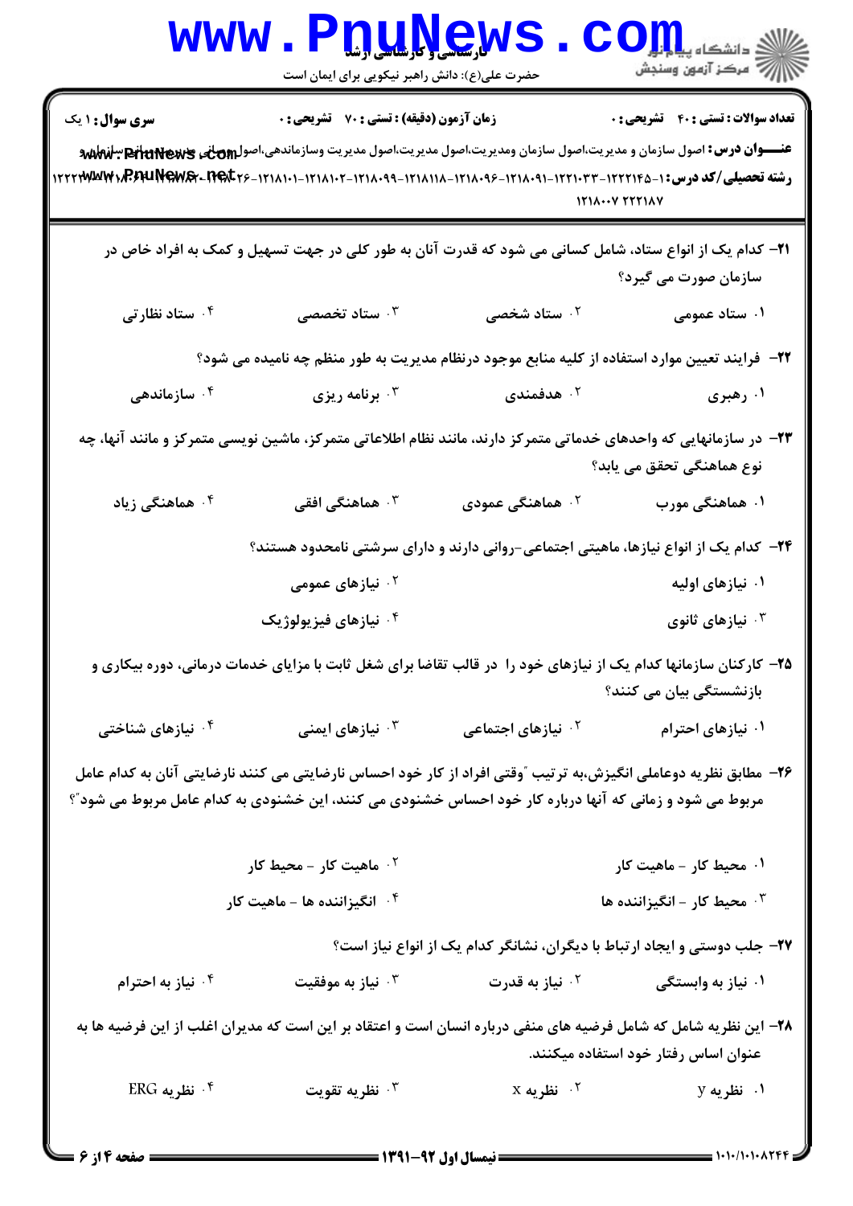**سری سوال:** ۱ یک

**زمان آزمون (دقیقه) : تستی : ۷۰ تشریحی : ۰**

**تعداد سوالات : تستی : ۴۰ تشریحی : ۰**

**عنـــوان درس:** اصول سازمان و مدیریت،اصول سازمان ومدیریت،اصول مدیریت،اصول مدیریت وسازماندهی،اصول ومبانی مدیریت،سازمان و

**رشته تحصیلی/کد درس:** ۱-۱۲۲۲۱۴۵-۱۲۲۱۰۳۳-۱۲۱۸۰۹۱-۱۲۱۸۰۹۶-۱۲۱۸۱۱۸-۱۲۱۸۰۹۹-۱۲۱۸۱۰۲-۱۲۱۸۱۰۱-۱۲۱۸۰۲۶-۱۲۲۲۱۸۷ ۱۲۱۸۰۰۷ ۲۲۲۱۸۷

۲۱- کدام یک از انواع ستاد، شامل کسانی می شود که قدرت آنان به طور کلی در جهت تسهیل و کمک به افراد خاص در سازمان صورت می گیرد؟

۱. ستاد عمومی
۲. ستاد شخصی
۳. ستاد تخصصی
۴. ستاد نظارتی

۲۲- فرایند تعیین موارد استفاده از کلیه منابع موجود درنظام مدیریت به طور منظم چه نامیده می شود؟

۱. رهبری
۲. هدفمندی
۳. برنامه ریزی
۴. سازماندهی

۲۳- در سازمانهایی که واحدهای خدماتی متمرکز دارند، مانند نظام اطلاعاتی متمرکز، ماشین نویسی متمرکز و مانند آنها، چه نوع هماهنگی تحقق می یابد؟

۱. هماهنگی مورب
۲. هماهنگی عمودی
۳. هماهنگی افقی
۴. هماهنگی زیاد

۲۴- کدام یک از انواع نیازها، ماهیتی اجتماعی-روانی دارند و دارای سرشتی نامحدود هستند؟

۱. نیازهای اولیه
۲. نیازهای عمومی
۳. نیازهای ثانوی
۴. نیازهای فیزیولوژیک

۲۵- کارکنان سازمانها کدام یک از نیازهای خود را در قالب تقاضا برای شغل ثابت با مزایای خدمات درمانی، دوره بیکاری و بازنشستگی بیان می کنند؟

۱. نیازهای احترام
۲. نیازهای اجتماعی
۳. نیازهای ایمنی
۴. نیازهای شناختی

۲۶- مطابق نظریه دوعاملی انگیزش،به ترتیب "وقتی افراد از کار خود احساس نارضایتی می کنند نارضایتی آنان به کدام عامل مربوط می شود و زمانی که آنها درباره کار خود احساس خشنودی می کنند، این خشنودی به کدام عامل مربوط می شود"؟

۱. محیط کار - ماهیت کار
۲. ماهیت کار - محیط کار
۳. محیط کار - انگیزاننده ها
۴. انگیزاننده ها - ماهیت کار

۲۷- جلب دوستی و ایجاد ارتباط با دیگران، نشانگر کدام یک از انواع نیاز است؟

۱. نیاز به وابستگی
۲. نیاز به قدرت
۳. نیاز به موفقیت
۴. نیاز به احترام

۲۸- این نظریه شامل که شامل فرضیه های منفی درباره انسان است و اعتقاد بر این است که مدیران اغلب از این فرضیه ها به عنوان اساس رفتار خود استفاده میکنند.

۱. نظریه y
۲. نظریه x
۳. نظریه تقویت
۴. نظریه ERG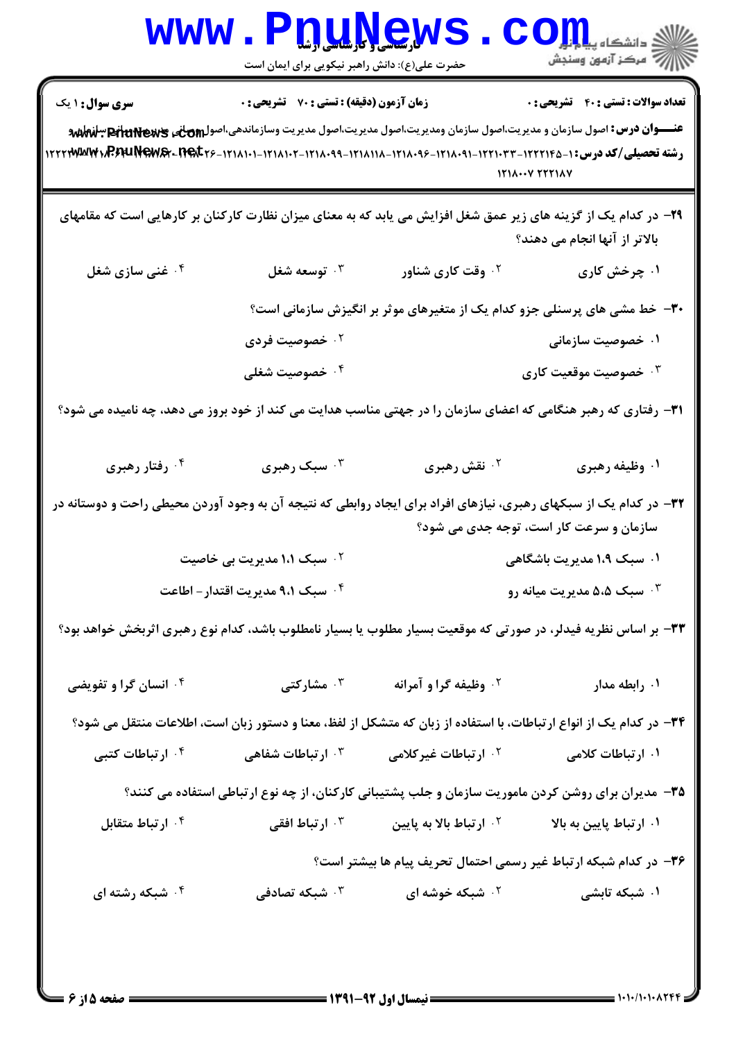**سری سوال:** ۱ یک

**زمان آزمون (دقیقه) : تستی : ۷۰ تشریحی : ۰**

**تعداد سوالات : تستی : ۴۰ تشریحی : ۰**

**عنـــوان درس:** اصول سازمان و مدیریت،اصول سازمان ومدیریت،اصول مدیریت،اصول مدیریت وسازماندهی،اصول ومبانی مدیریت،سازمان و

**رشته تحصیلی/کد درس:** ۱۲۲۲۱۴۵-۱۲۲۱۰۳۳-۱۲۱۸۰۹۱-۱۲۱۸۰۹۶-۱۲۱۸۱۱۸-۱۲۱۸۰۹۹-۱۲۱۸۱۰۲-۱۲۱۸۱۰۱-۱۲۱۸۱۲۶-۱۲۲۲۳۳۴ ۱۲۱۸۰۰۷ ۲۲۲۱۸۷

۲۹- در کدام یک از گزینه های زیر عمق شغل افزایش می یابد که به معنای میزان نظارت کارکنان بر کارهایی است که مقامهای بالاتر از آنها انجام می دهند؟

۱. چرخش کاری
۲. وقت کاری شناور
۳. توسعه شغل
۴. غنی سازی شغل

۳۰- خط مشی های پرسنلی جزو کدام یک از متغیرهای موثر بر انگیزش سازمانی است؟

۱. خصوصیت سازمانی
۲. خصوصیت فردی
۳. خصوصیت موقعیت کاری
۴. خصوصیت شغلی

۳۱- رفتاری که رهبر هنگامی که اعضای سازمان را در جهتی مناسب هدایت می کند از خود بروز می دهد، چه نامیده می شود؟

۱. وظیفه رهبری
۲. نقش رهبری
۳. سبک رهبری
۴. رفتار رهبری

۳۲- در کدام یک از سبکهای رهبری، نیازهای افراد برای ایجاد روابطی که نتیجه آن به وجود آوردن محیطی راحت و دوستانه در سازمان و سرعت کار است، توجه جدی می شود؟

۱. سبک ۱،۹ مدیریت باشگاهی
۲. سبک ۱،۱ مدیریت بی خاصیت
۳. سبک ۵،۵ مدیریت میانه رو
۴. سبک ۹،۱ مدیریت اقتدار - اطاعت

۳۳- بر اساس نظریه فیدلر، در صورتی که موقعیت بسیار مطلوب یا بسیار نامطلوب باشد، کدام نوع رهبری اثربخش خواهد بود؟

۱. رابطه مدار
۲. وظیفه گرا و آمرانه
۳. مشارکتی
۴. انسان گرا و تفویضی

۳۴- در کدام یک از انواع ارتباطات، با استفاده از زبان که متشکل از لفظ، معنا و دستور زبان است، اطلاعات منتقل می شود؟

۱. ارتباطات کلامی
۲. ارتباطات غیرکلامی
۳. ارتباطات شفاهی
۴. ارتباطات کتبی

۳۵- مدیران برای روشن کردن ماموریت سازمان و جلب پشتیبانی کارکنان، از چه نوع ارتباطی استفاده می کنند؟

۱. ارتباط پایین به بالا
۲. ارتباط بالا به پایین
۳. ارتباط افقی
۴. ارتباط متقابل

۳۶- در کدام شبکه ارتباط غیر رسمی احتمال تحریف پیام ها بیشتر است؟

۱. شبکه تابشی
۲. شبکه خوشه ای
۳. شبکه تصادفی
۴. شبکه رشته ای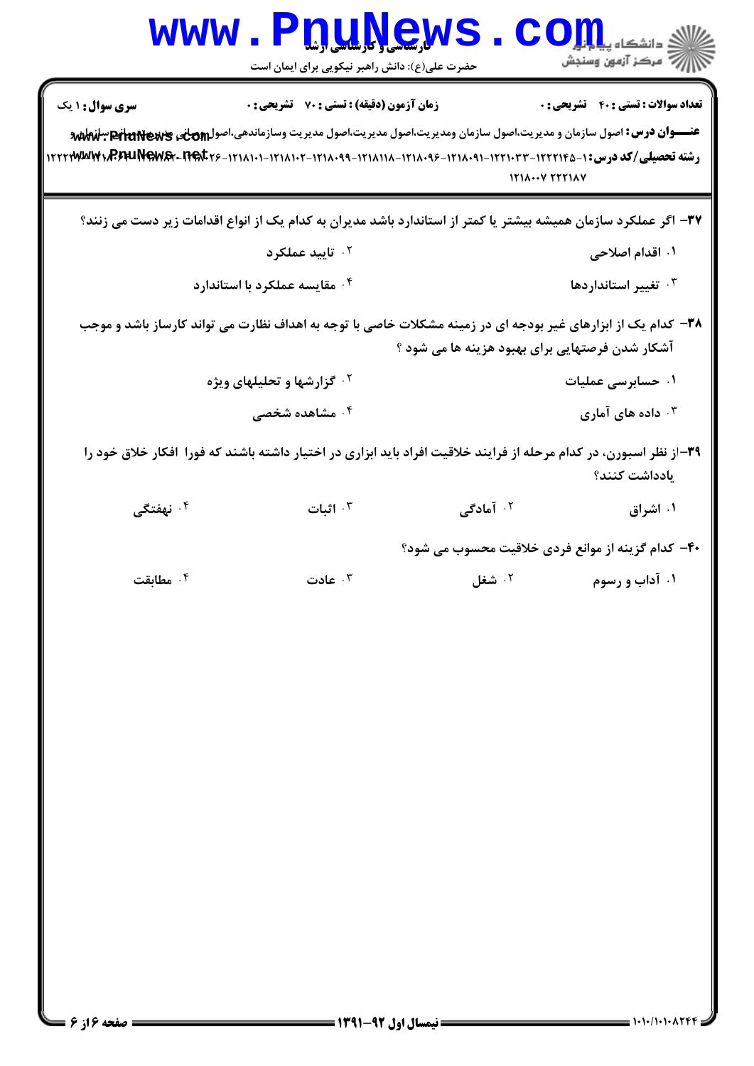۳۷- اگر عملکرد سازمان همیشه بیشتر یا کمتر از استاندارد باشد مدیران به کدام یک از انواع اقدامات زیر دست می زنند؟

۱. اقدام اصلاحی
۲. تایید عملکرد
۳. تغییر استانداردها
۴. مقایسه عملکرد با استاندارد

۳۸- کدام یک از ابزارهای غیر بودجه ای در زمینه مشکلات خاصی با توجه به اهداف نظارت می تواند کارساز باشد و موجب آشکار شدن فرصتهایی برای بهبود هزینه ها می شود ؟

۱. حسابرسی عملیات
۲. گزارشها و تحلیلهای ویژه
۳. داده های آماری
۴. مشاهده شخصی

۳۹- از نظر اسبورن، در کدام مرحله از فرایند خلاقیت افراد باید ابزاری در اختیار داشته باشند که فورا افکار خلاق خود را یادداشت کنند؟

۱. اشراق
۲. آمادگی
۳. اثبات
۴. نهفتگی

۴۰- کدام گزینه از موانع فردی خلاقیت محسوب می شود؟

۱. آداب و رسوم
۲. شغل
۳. عادت
۴. مطابقت